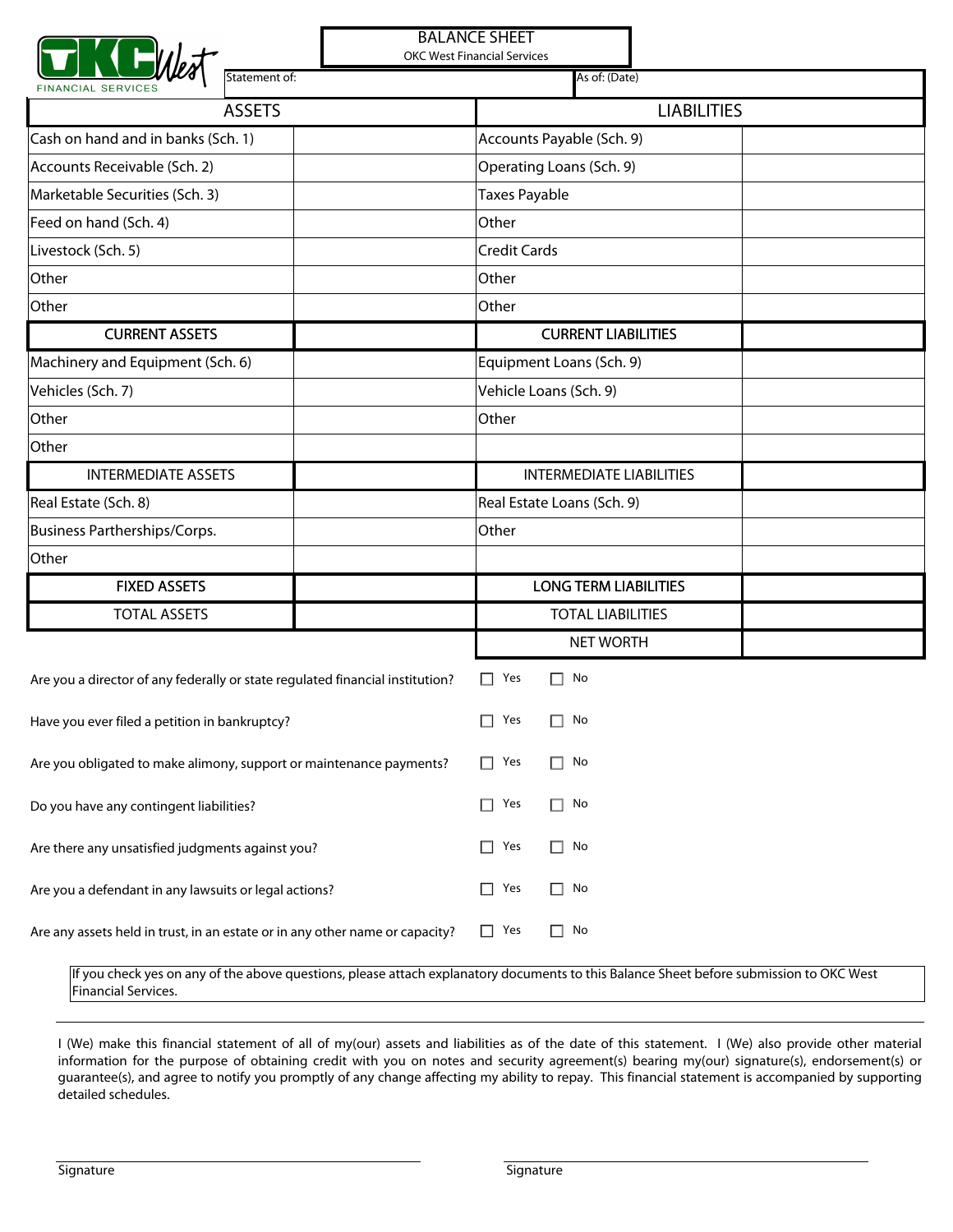# BALANCE SHEET

OKC West Financial Services

Statement of: | As of: (Date)

| ASSETS | | LIABILITIES | |
|---|---|---|---|
| Cash on hand and in banks (Sch. 1) | | Accounts Payable (Sch. 9) | |
| Accounts Receivable (Sch. 2) | | Operating Loans (Sch. 9) | |
| Marketable Securities (Sch. 3) | | Taxes Payable | |
| Feed on hand (Sch. 4) | | Other | |
| Livestock (Sch. 5) | | Credit Cards | |
| Other | | Other | |
| Other | | Other | |
| CURRENT ASSETS | | CURRENT LIABILITIES | |
| Machinery and Equipment (Sch. 6) | | Equipment Loans (Sch. 9) | |
| Vehicles (Sch. 7) | | Vehicle Loans (Sch. 9) | |
| Other | | Other | |
| Other | | | |
| INTERMEDIATE ASSETS | | INTERMEDIATE LIABILITIES | |
| Real Estate (Sch. 8) | | Real Estate Loans (Sch. 9) | |
| Business Partherships/Corps. | | Other | |
| Other | | | |
| FIXED ASSETS | | LONG TERM LIABILITIES | |
| TOTAL ASSETS | | TOTAL LIABILITIES | |
| | | NET WORTH | |

Are you a director of any federally or state regulated financial institution? ☐ Yes ☐ No

Have you ever filed a petition in bankruptcy? ☐ Yes ☐ No

Are you obligated to make alimony, support or maintenance payments? ☐ Yes ☐ No

Do you have any contingent liabilities? ☐ Yes ☐ No

Are there any unsatisfied judgments against you? ☐ Yes ☐ No

Are you a defendant in any lawsuits or legal actions? ☐ Yes ☐ No

Are any assets held in trust, in an estate or in any other name or capacity? ☐ Yes ☐ No

If you check yes on any of the above questions, please attach explanatory documents to this Balance Sheet before submission to OKC West Financial Services.

I (We) make this financial statement of all of my(our) assets and liabilities as of the date of this statement. I (We) also provide other material information for the purpose of obtaining credit with you on notes and security agreement(s) bearing my(our) signature(s), endorsement(s) or guarantee(s), and agree to notify you promptly of any change affecting my ability to repay. This financial statement is accompanied by supporting detailed schedules.

Signature ______________________ Signature ______________________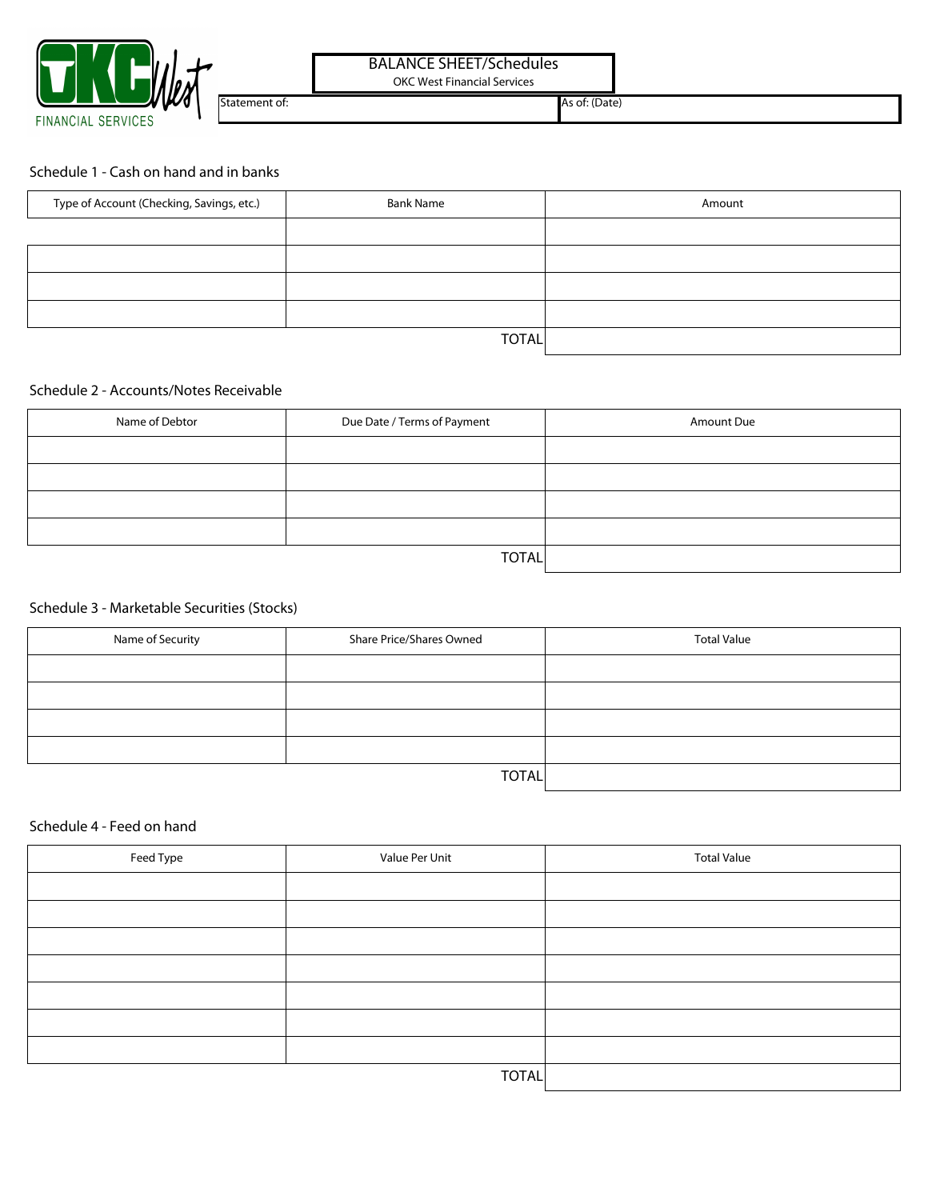OKC West FINANCIAL SERVICES

# BALANCE SHEET/Schedules

OKC West Financial Services

| Statement of: | As of: (Date) |
|---|---|

## Schedule 1 - Cash on hand and in banks

| Type of Account (Checking, Savings, etc.) | Bank Name | Amount |
|---|---|---|
| | | |
| | | |
| | | |
| | | |
| | TOTAL | |

## Schedule 2 - Accounts/Notes Receivable

| Name of Debtor | Due Date / Terms of Payment | Amount Due |
|---|---|---|
| | | |
| | | |
| | | |
| | | |
| | TOTAL | |

## Schedule 3 - Marketable Securities (Stocks)

| Name of Security | Share Price/Shares Owned | Total Value |
|---|---|---|
| | | |
| | | |
| | | |
| | | |
| | TOTAL | |

## Schedule 4 - Feed on hand

| Feed Type | Value Per Unit | Total Value |
|---|---|---|
| | | |
| | | |
| | | |
| | | |
| | | |
| | | |
| | | |
| | TOTAL | |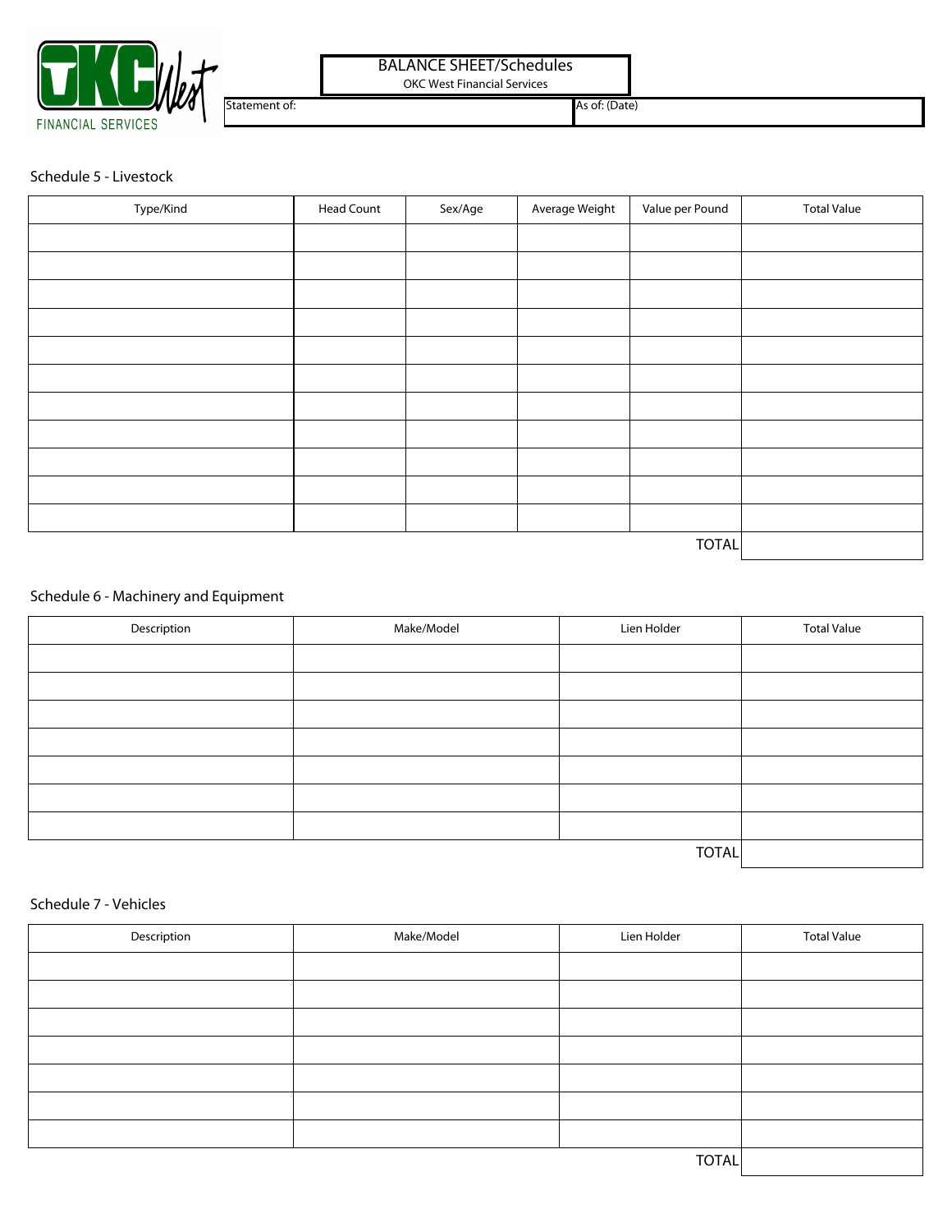OKC West FINANCIAL SERVICES

# BALANCE SHEET/Schedules

OKC West Financial Services

| Statement of: | As of: (Date) |
|---|---|

## Schedule 5 - Livestock

| Type/Kind | Head Count | Sex/Age | Average Weight | Value per Pound | Total Value |
|---|---|---|---|---|---|
| | | | | | |
| | | | | | |
| | | | | | |
| | | | | | |
| | | | | | |
| | | | | | |
| | | | | | |
| | | | | | |
| | | | | | |
| | | | | | |
| | | | | | |
| | | | | TOTAL | |

## Schedule 6 - Machinery and Equipment

| Description | Make/Model | Lien Holder | Total Value |
|---|---|---|---|
| | | | |
| | | | |
| | | | |
| | | | |
| | | | |
| | | | |
| | | | |
| | | TOTAL | |

## Schedule 7 - Vehicles

| Description | Make/Model | Lien Holder | Total Value |
|---|---|---|---|
| | | | |
| | | | |
| | | | |
| | | | |
| | | | |
| | | | |
| | | | |
| | | TOTAL | |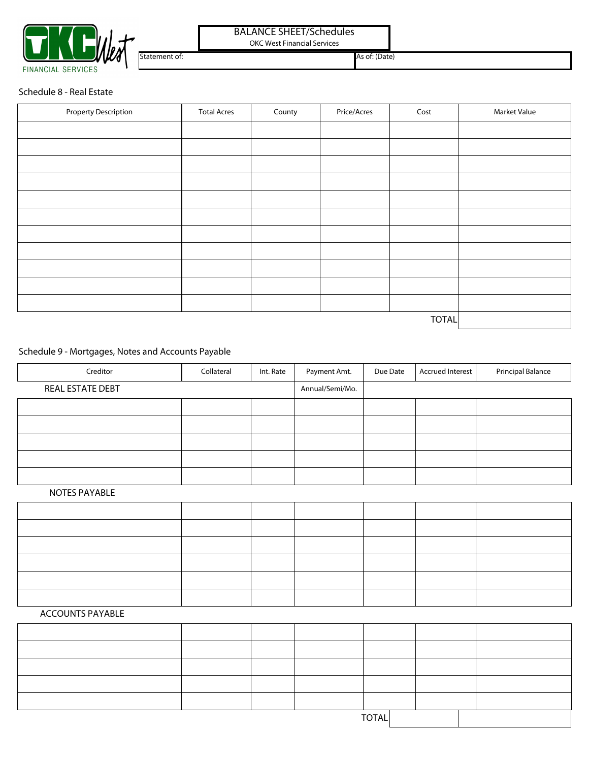FINANCIAL SERVICES

# BALANCE SHEET/Schedules

OKC West Financial Services

Statement of: | As of: (Date)

## Schedule 8 - Real Estate

| Property Description | Total Acres | County | Price/Acres | Cost | Market Value |
|---|---|---|---|---|---|
| | | | | | |
| | | | | | |
| | | | | | |
| | | | | | |
| | | | | | |
| | | | | | |
| | | | | | |
| | | | | | |
| | | | | | |
| | | | | | |
| | | | | | |
| | | | | TOTAL | |

## Schedule 9 - Mortgages, Notes and Accounts Payable

| Creditor | Collateral | Int. Rate | Payment Amt. | Due Date | Accrued Interest | Principal Balance |
|---|---|---|---|---|---|---|
| REAL ESTATE DEBT | | | Annual/Semi/Mo. | | | |
| | | | | | | |
| | | | | | | |
| | | | | | | |
| | | | | | | |
| | | | | | | |
| NOTES PAYABLE | | | | | | |
| | | | | | | |
| | | | | | | |
| | | | | | | |
| | | | | | | |
| | | | | | | |
| | | | | | | |
| ACCOUNTS PAYABLE | | | | | | |
| | | | | | | |
| | | | | | | |
| | | | | | | |
| | | | | | | |
| | | | | | | |
| | | | | TOTAL | | |